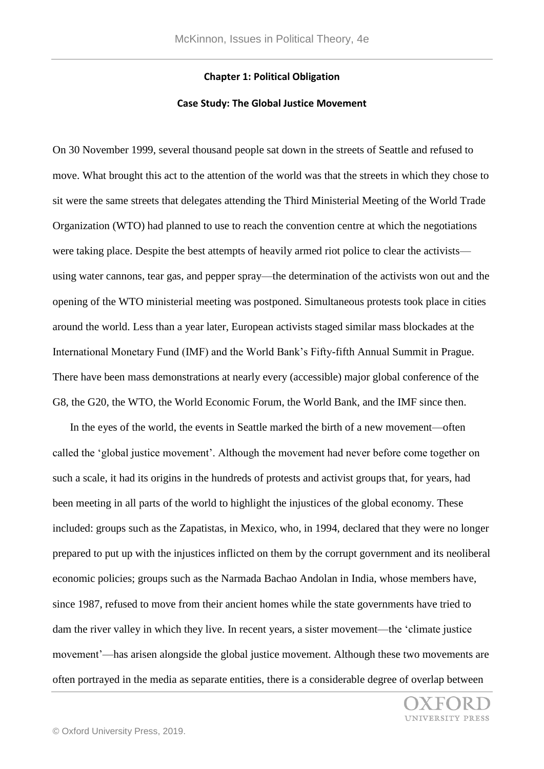## Chapter 1: Political Obligation

### Case Study: The Global Justice Movement

On 30 November 1999, several thousand people sat down in the streets of Seattle and refused to move. What brought this act to the attention of the world was that the streets in which they chose to sit were the same streets that delegates attending the Third Ministerial Meeting of the World Trade Organization (WTO) had planned to use to reach the convention centre at which the negotiations were taking place. Despite the best attempts of heavily armed riot police to clear the activists—using water cannons, tear gas, and pepper spray—the determination of the activists won out and the opening of the WTO ministerial meeting was postponed. Simultaneous protests took place in cities around the world. Less than a year later, European activists staged similar mass blockades at the International Monetary Fund (IMF) and the World Bank's Fifty-fifth Annual Summit in Prague. There have been mass demonstrations at nearly every (accessible) major global conference of the G8, the G20, the WTO, the World Economic Forum, the World Bank, and the IMF since then.

In the eyes of the world, the events in Seattle marked the birth of a new movement—often called the 'global justice movement'. Although the movement had never before come together on such a scale, it had its origins in the hundreds of protests and activist groups that, for years, had been meeting in all parts of the world to highlight the injustices of the global economy. These included: groups such as the Zapatistas, in Mexico, who, in 1994, declared that they were no longer prepared to put up with the injustices inflicted on them by the corrupt government and its neoliberal economic policies; groups such as the Narmada Bachao Andolan in India, whose members have, since 1987, refused to move from their ancient homes while the state governments have tried to dam the river valley in which they live. In recent years, a sister movement—the 'climate justice movement'—has arisen alongside the global justice movement. Although these two movements are often portrayed in the media as separate entities, there is a considerable degree of overlap between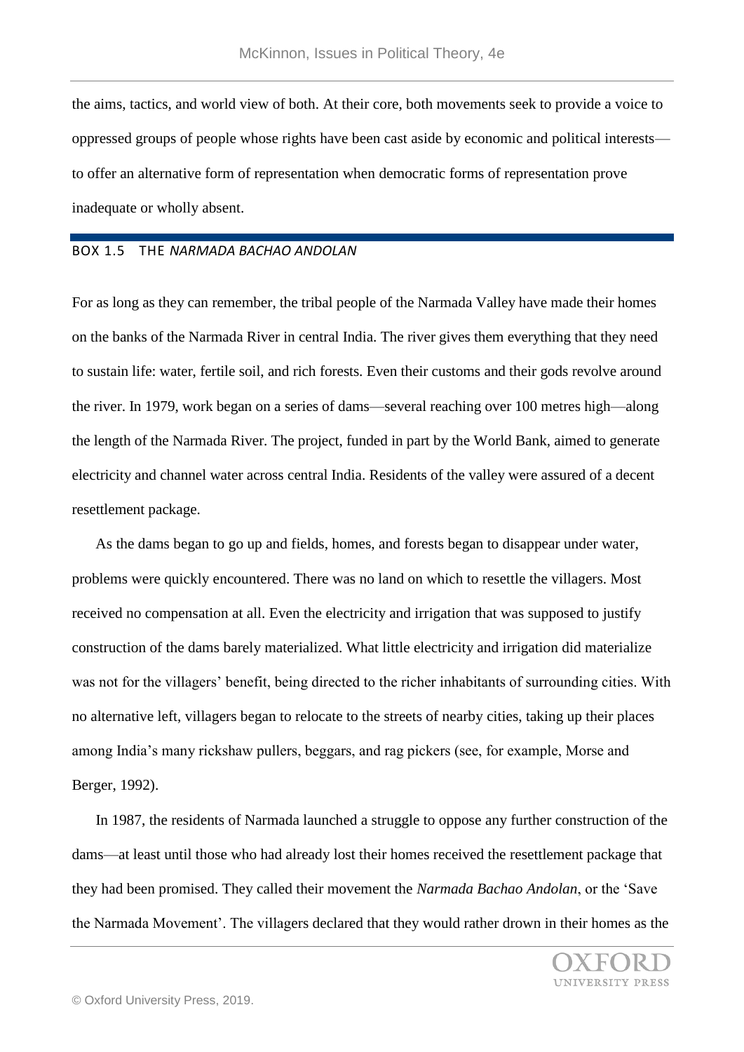the aims, tactics, and world view of both. At their core, both movements seek to provide a voice to oppressed groups of people whose rights have been cast aside by economic and political interests—to offer an alternative form of representation when democratic forms of representation prove inadequate or wholly absent.

### BOX 1.5 THE *NARMADA BACHAO ANDOLAN*

For as long as they can remember, the tribal people of the Narmada Valley have made their homes on the banks of the Narmada River in central India. The river gives them everything that they need to sustain life: water, fertile soil, and rich forests. Even their customs and their gods revolve around the river. In 1979, work began on a series of dams—several reaching over 100 metres high—along the length of the Narmada River. The project, funded in part by the World Bank, aimed to generate electricity and channel water across central India. Residents of the valley were assured of a decent resettlement package.

As the dams began to go up and fields, homes, and forests began to disappear under water, problems were quickly encountered. There was no land on which to resettle the villagers. Most received no compensation at all. Even the electricity and irrigation that was supposed to justify construction of the dams barely materialized. What little electricity and irrigation did materialize was not for the villagers' benefit, being directed to the richer inhabitants of surrounding cities. With no alternative left, villagers began to relocate to the streets of nearby cities, taking up their places among India's many rickshaw pullers, beggars, and rag pickers (see, for example, Morse and Berger, 1992).

In 1987, the residents of Narmada launched a struggle to oppose any further construction of the dams—at least until those who had already lost their homes received the resettlement package that they had been promised. They called their movement the *Narmada Bachao Andolan*, or the 'Save the Narmada Movement'. The villagers declared that they would rather drown in their homes as the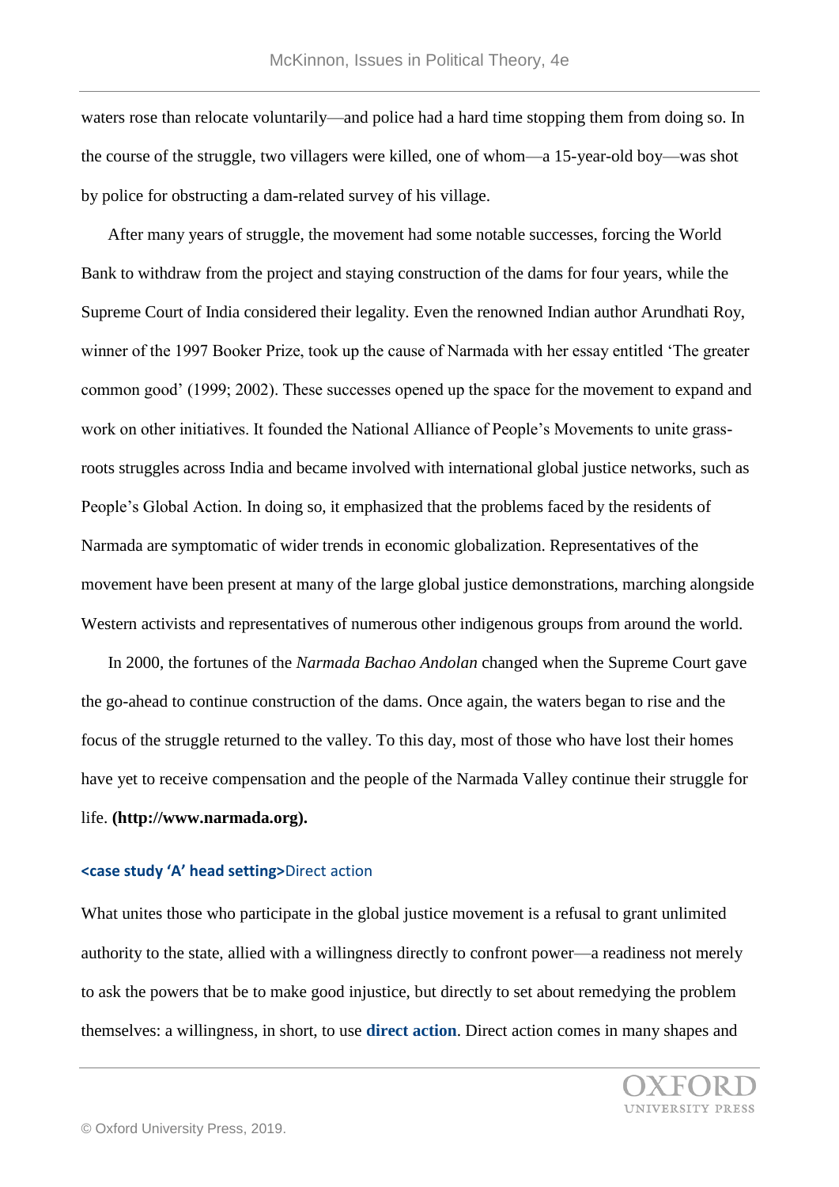waters rose than relocate voluntarily—and police had a hard time stopping them from doing so. In the course of the struggle, two villagers were killed, one of whom—a 15-year-old boy—was shot by police for obstructing a dam-related survey of his village.

After many years of struggle, the movement had some notable successes, forcing the World Bank to withdraw from the project and staying construction of the dams for four years, while the Supreme Court of India considered their legality. Even the renowned Indian author Arundhati Roy, winner of the 1997 Booker Prize, took up the cause of Narmada with her essay entitled 'The greater common good' (1999; 2002). These successes opened up the space for the movement to expand and work on other initiatives. It founded the National Alliance of People's Movements to unite grass-roots struggles across India and became involved with international global justice networks, such as People's Global Action. In doing so, it emphasized that the problems faced by the residents of Narmada are symptomatic of wider trends in economic globalization. Representatives of the movement have been present at many of the large global justice demonstrations, marching alongside Western activists and representatives of numerous other indigenous groups from around the world.

In 2000, the fortunes of the *Narmada Bachao Andolan* changed when the Supreme Court gave the go-ahead to continue construction of the dams. Once again, the waters began to rise and the focus of the struggle returned to the valley. To this day, most of those who have lost their homes have yet to receive compensation and the people of the Narmada Valley continue their struggle for life. **(http://www.narmada.org).**

## <case study 'A' head setting>Direct action

What unites those who participate in the global justice movement is a refusal to grant unlimited authority to the state, allied with a willingness directly to confront power—a readiness not merely to ask the powers that be to make good injustice, but directly to set about remedying the problem themselves: a willingness, in short, to use **direct action**. Direct action comes in many shapes and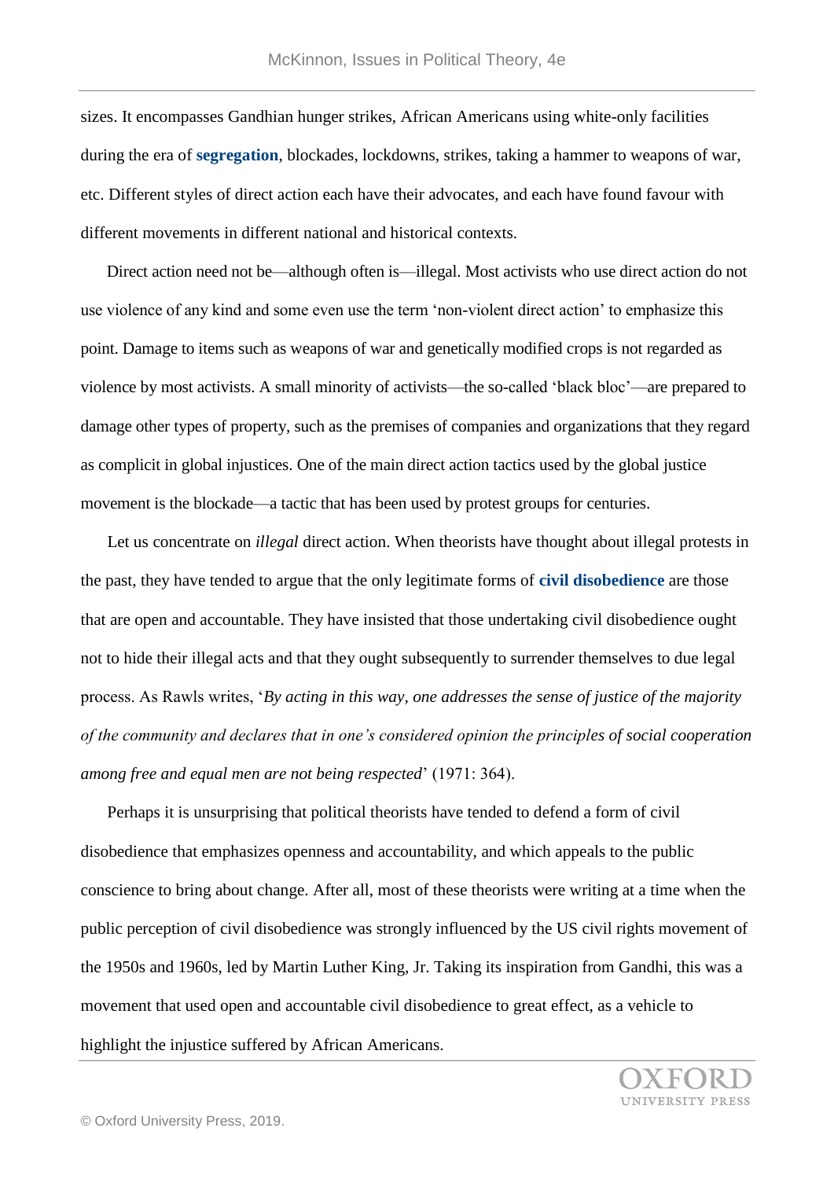sizes. It encompasses Gandhian hunger strikes, African Americans using white-only facilities during the era of **segregation**, blockades, lockdowns, strikes, taking a hammer to weapons of war, etc. Different styles of direct action each have their advocates, and each have found favour with different movements in different national and historical contexts.

Direct action need not be—although often is—illegal. Most activists who use direct action do not use violence of any kind and some even use the term 'non-violent direct action' to emphasize this point. Damage to items such as weapons of war and genetically modified crops is not regarded as violence by most activists. A small minority of activists—the so-called 'black bloc'—are prepared to damage other types of property, such as the premises of companies and organizations that they regard as complicit in global injustices. One of the main direct action tactics used by the global justice movement is the blockade—a tactic that has been used by protest groups for centuries.

Let us concentrate on *illegal* direct action. When theorists have thought about illegal protests in the past, they have tended to argue that the only legitimate forms of **civil disobedience** are those that are open and accountable. They have insisted that those undertaking civil disobedience ought not to hide their illegal acts and that they ought subsequently to surrender themselves to due legal process. As Rawls writes, '*By acting in this way, one addresses the sense of justice of the majority of the community and declares that in one's considered opinion the principles of social cooperation among free and equal men are not being respected*' (1971: 364).

Perhaps it is unsurprising that political theorists have tended to defend a form of civil disobedience that emphasizes openness and accountability, and which appeals to the public conscience to bring about change. After all, most of these theorists were writing at a time when the public perception of civil disobedience was strongly influenced by the US civil rights movement of the 1950s and 1960s, led by Martin Luther King, Jr. Taking its inspiration from Gandhi, this was a movement that used open and accountable civil disobedience to great effect, as a vehicle to highlight the injustice suffered by African Americans.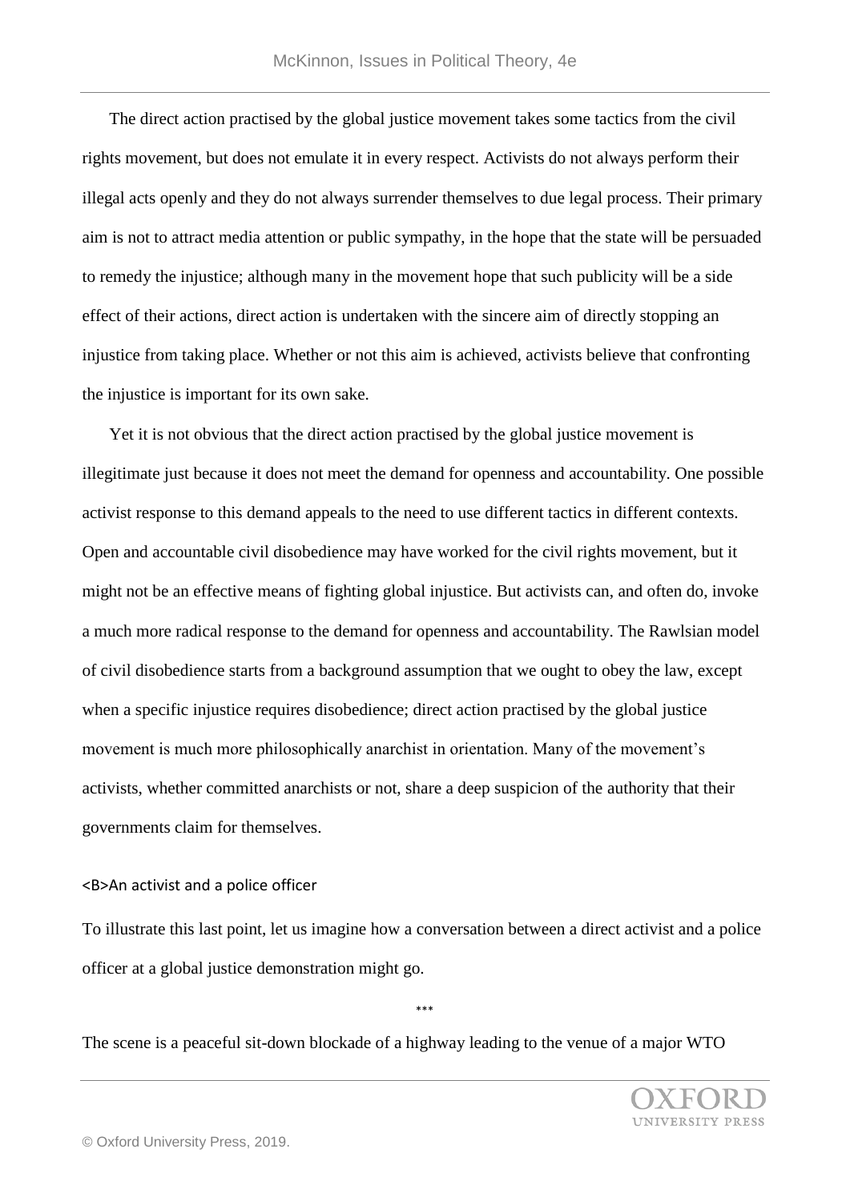The direct action practised by the global justice movement takes some tactics from the civil rights movement, but does not emulate it in every respect. Activists do not always perform their illegal acts openly and they do not always surrender themselves to due legal process. Their primary aim is not to attract media attention or public sympathy, in the hope that the state will be persuaded to remedy the injustice; although many in the movement hope that such publicity will be a side effect of their actions, direct action is undertaken with the sincere aim of directly stopping an injustice from taking place. Whether or not this aim is achieved, activists believe that confronting the injustice is important for its own sake.

Yet it is not obvious that the direct action practised by the global justice movement is illegitimate just because it does not meet the demand for openness and accountability. One possible activist response to this demand appeals to the need to use different tactics in different contexts. Open and accountable civil disobedience may have worked for the civil rights movement, but it might not be an effective means of fighting global injustice. But activists can, and often do, invoke a much more radical response to the demand for openness and accountability. The Rawlsian model of civil disobedience starts from a background assumption that we ought to obey the law, except when a specific injustice requires disobedience; direct action practised by the global justice movement is much more philosophically anarchist in orientation. Many of the movement's activists, whether committed anarchists or not, share a deep suspicion of the authority that their governments claim for themselves.

## An activist and a police officer

To illustrate this last point, let us imagine how a conversation between a direct activist and a police officer at a global justice demonstration might go.

\*\*\*

The scene is a peaceful sit-down blockade of a highway leading to the venue of a major WTO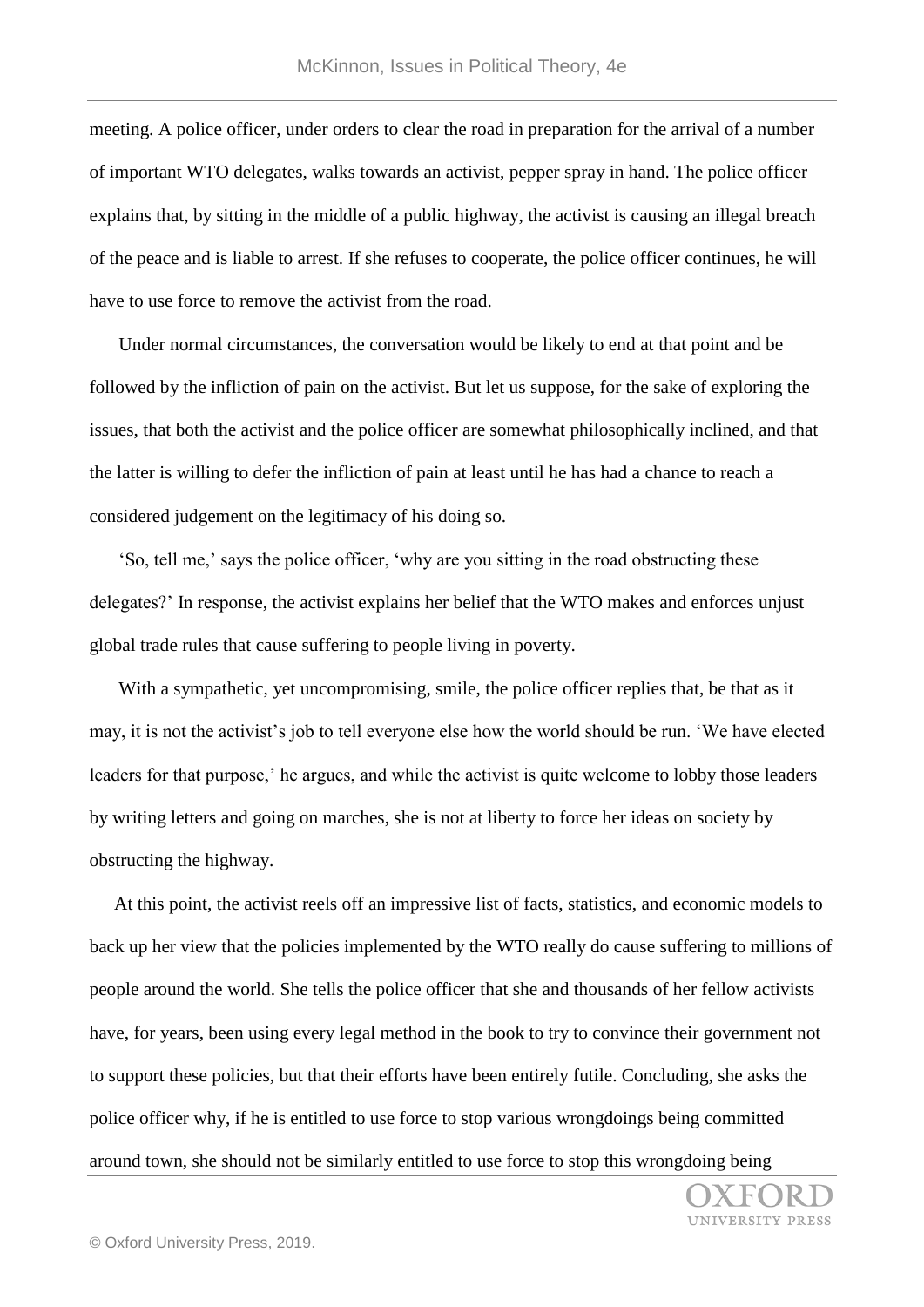meeting. A police officer, under orders to clear the road in preparation for the arrival of a number of important WTO delegates, walks towards an activist, pepper spray in hand. The police officer explains that, by sitting in the middle of a public highway, the activist is causing an illegal breach of the peace and is liable to arrest. If she refuses to cooperate, the police officer continues, he will have to use force to remove the activist from the road.

Under normal circumstances, the conversation would be likely to end at that point and be followed by the infliction of pain on the activist. But let us suppose, for the sake of exploring the issues, that both the activist and the police officer are somewhat philosophically inclined, and that the latter is willing to defer the infliction of pain at least until he has had a chance to reach a considered judgement on the legitimacy of his doing so.

'So, tell me,' says the police officer, 'why are you sitting in the road obstructing these delegates?' In response, the activist explains her belief that the WTO makes and enforces unjust global trade rules that cause suffering to people living in poverty.

With a sympathetic, yet uncompromising, smile, the police officer replies that, be that as it may, it is not the activist's job to tell everyone else how the world should be run. 'We have elected leaders for that purpose,' he argues, and while the activist is quite welcome to lobby those leaders by writing letters and going on marches, she is not at liberty to force her ideas on society by obstructing the highway.

At this point, the activist reels off an impressive list of facts, statistics, and economic models to back up her view that the policies implemented by the WTO really do cause suffering to millions of people around the world. She tells the police officer that she and thousands of her fellow activists have, for years, been using every legal method in the book to try to convince their government not to support these policies, but that their efforts have been entirely futile. Concluding, she asks the police officer why, if he is entitled to use force to stop various wrongdoings being committed around town, she should not be similarly entitled to use force to stop this wrongdoing being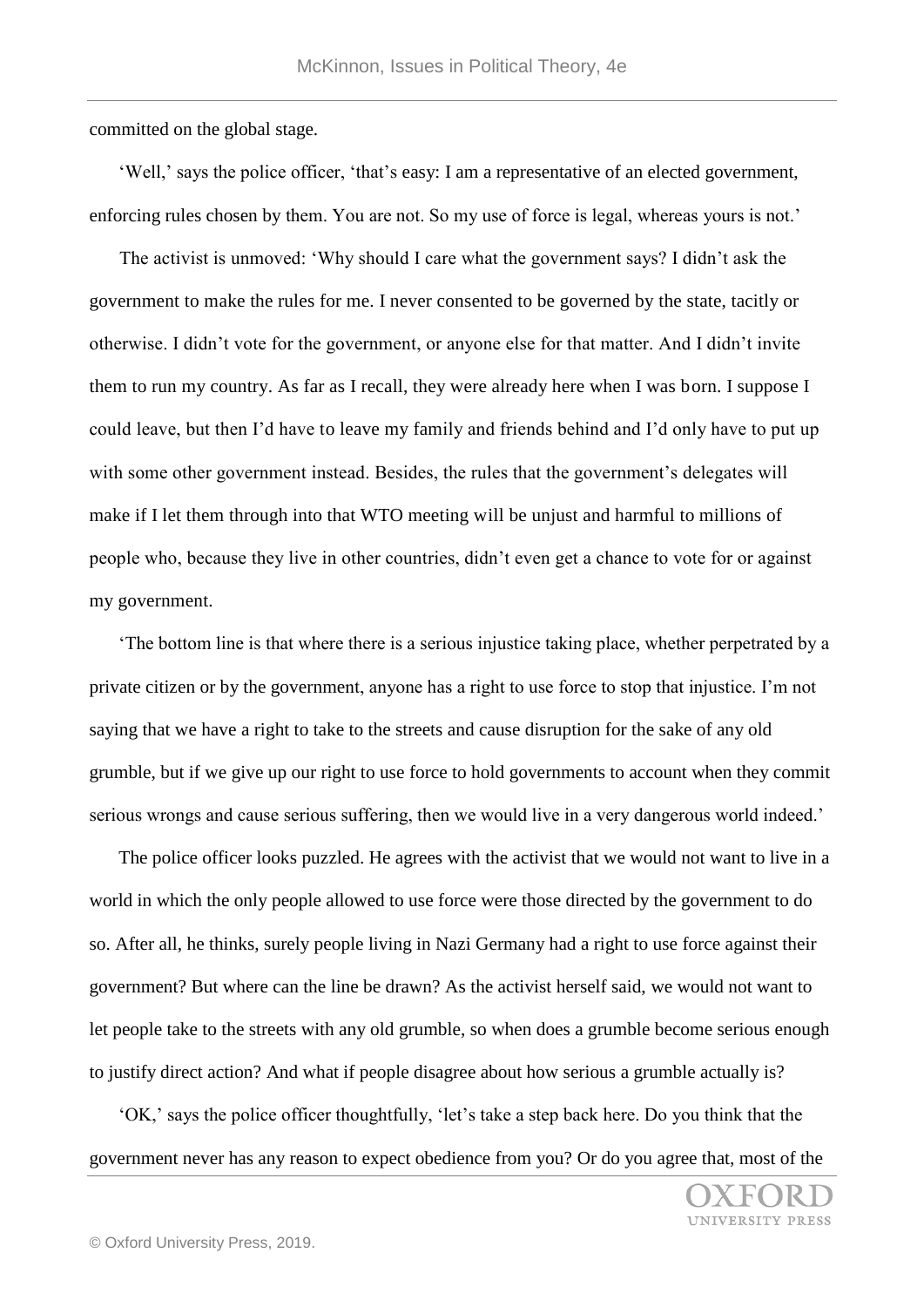committed on the global stage.

'Well,' says the police officer, 'that's easy: I am a representative of an elected government, enforcing rules chosen by them. You are not. So my use of force is legal, whereas yours is not.'

The activist is unmoved: 'Why should I care what the government says? I didn't ask the government to make the rules for me. I never consented to be governed by the state, tacitly or otherwise. I didn't vote for the government, or anyone else for that matter. And I didn't invite them to run my country. As far as I recall, they were already here when I was born. I suppose I could leave, but then I'd have to leave my family and friends behind and I'd only have to put up with some other government instead. Besides, the rules that the government's delegates will make if I let them through into that WTO meeting will be unjust and harmful to millions of people who, because they live in other countries, didn't even get a chance to vote for or against my government.

'The bottom line is that where there is a serious injustice taking place, whether perpetrated by a private citizen or by the government, anyone has a right to use force to stop that injustice. I'm not saying that we have a right to take to the streets and cause disruption for the sake of any old grumble, but if we give up our right to use force to hold governments to account when they commit serious wrongs and cause serious suffering, then we would live in a very dangerous world indeed.'

The police officer looks puzzled. He agrees with the activist that we would not want to live in a world in which the only people allowed to use force were those directed by the government to do so. After all, he thinks, surely people living in Nazi Germany had a right to use force against their government? But where can the line be drawn? As the activist herself said, we would not want to let people take to the streets with any old grumble, so when does a grumble become serious enough to justify direct action? And what if people disagree about how serious a grumble actually is?

'OK,' says the police officer thoughtfully, 'let's take a step back here. Do you think that the government never has any reason to expect obedience from you? Or do you agree that, most of the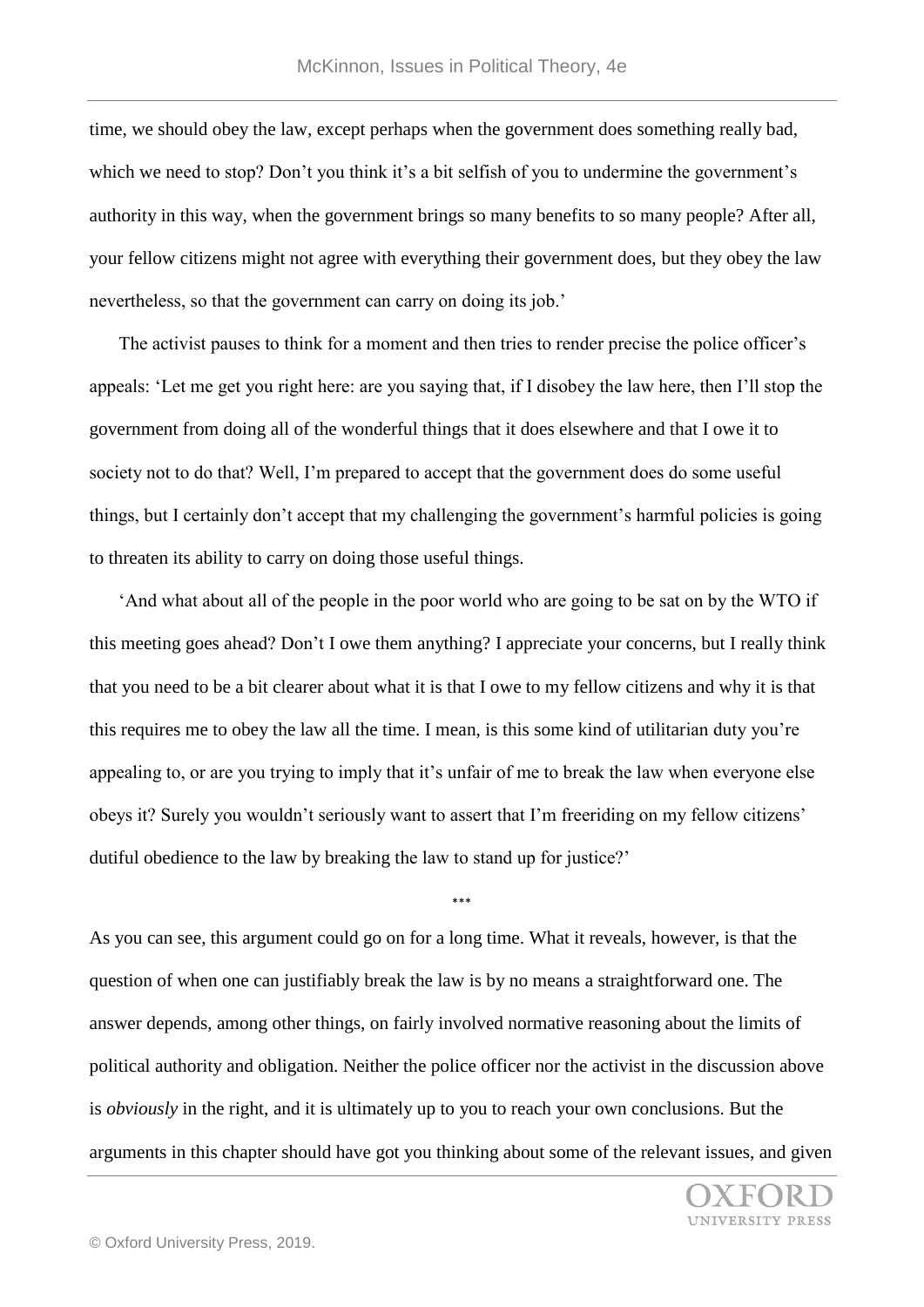time, we should obey the law, except perhaps when the government does something really bad, which we need to stop? Don't you think it's a bit selfish of you to undermine the government's authority in this way, when the government brings so many benefits to so many people? After all, your fellow citizens might not agree with everything their government does, but they obey the law nevertheless, so that the government can carry on doing its job.'

The activist pauses to think for a moment and then tries to render precise the police officer's appeals: 'Let me get you right here: are you saying that, if I disobey the law here, then I'll stop the government from doing all of the wonderful things that it does elsewhere and that I owe it to society not to do that? Well, I'm prepared to accept that the government does do some useful things, but I certainly don't accept that my challenging the government's harmful policies is going to threaten its ability to carry on doing those useful things.

'And what about all of the people in the poor world who are going to be sat on by the WTO if this meeting goes ahead? Don't I owe them anything? I appreciate your concerns, but I really think that you need to be a bit clearer about what it is that I owe to my fellow citizens and why it is that this requires me to obey the law all the time. I mean, is this some kind of utilitarian duty you're appealing to, or are you trying to imply that it's unfair of me to break the law when everyone else obeys it? Surely you wouldn't seriously want to assert that I'm freeriding on my fellow citizens' dutiful obedience to the law by breaking the law to stand up for justice?'

\*\*\*

As you can see, this argument could go on for a long time. What it reveals, however, is that the question of when one can justifiably break the law is by no means a straightforward one. The answer depends, among other things, on fairly involved normative reasoning about the limits of political authority and obligation. Neither the police officer nor the activist in the discussion above is *obviously* in the right, and it is ultimately up to you to reach your own conclusions. But the arguments in this chapter should have got you thinking about some of the relevant issues, and given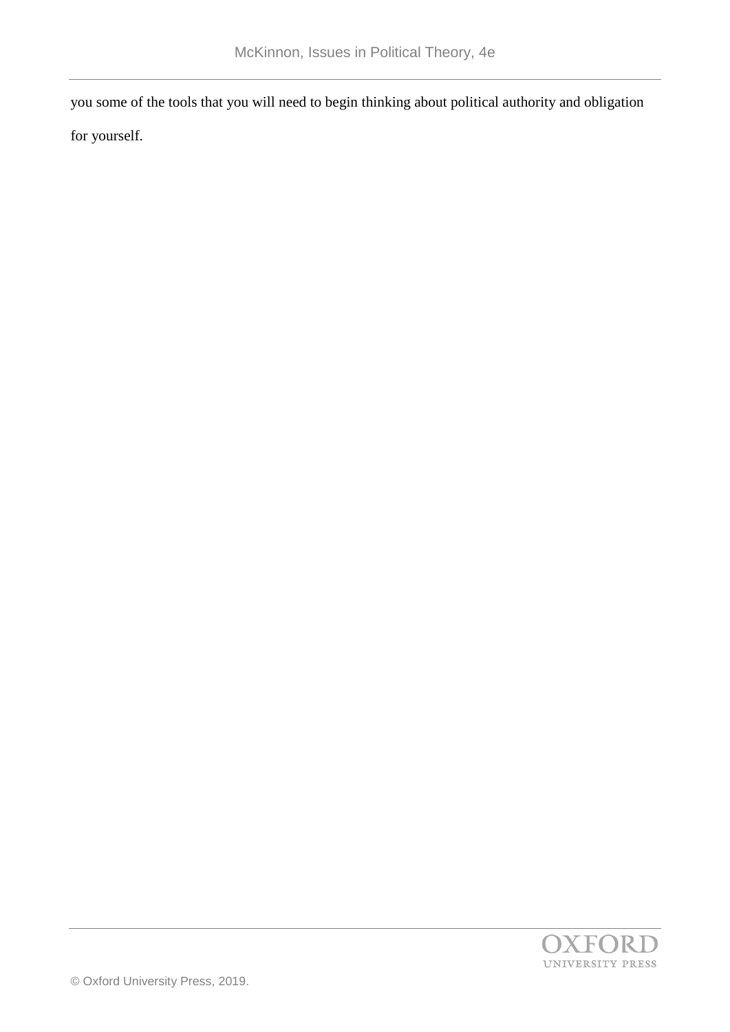you some of the tools that you will need to begin thinking about political authority and obligation for yourself.